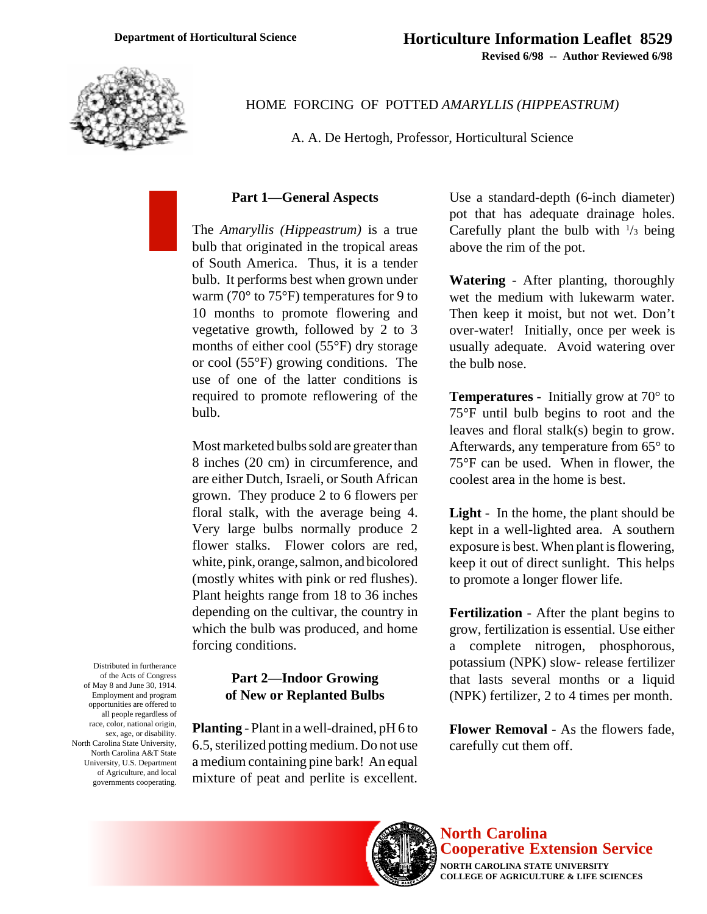Department of Horticultural Science

# Horticulture Information Leaflet 8529

**Revised 6/98 -- Author Reviewed 6/98**

## HOME FORCING OF POTTED *AMARYLLIS (HIPPEASTRUM)*

A. A. De Hertogh, Professor, Horticultural Science

### Part 1—General Aspects

The *Amaryllis (Hippeastrum)* is a true bulb that originated in the tropical areas of South America. Thus, it is a tender bulb. It performs best when grown under warm (70° to 75°F) temperatures for 9 to 10 months to promote flowering and vegetative growth, followed by 2 to 3 months of either cool (55°F) dry storage or cool (55°F) growing conditions. The use of one of the latter conditions is required to promote reflowering of the bulb.

Most marketed bulbs sold are greater than 8 inches (20 cm) in circumference, and are either Dutch, Israeli, or South African grown. They produce 2 to 6 flowers per floral stalk, with the average being 4. Very large bulbs normally produce 2 flower stalks. Flower colors are red, white, pink, orange, salmon, and bicolored (mostly whites with pink or red flushes). Plant heights range from 18 to 36 inches depending on the cultivar, the country in which the bulb was produced, and home forcing conditions.

### Part 2—Indoor Growing of New or Replanted Bulbs

**Planting** - Plant in a well-drained, pH 6 to 6.5, sterilized potting medium. Do not use a medium containing pine bark! An equal mixture of peat and perlite is excellent. Use a standard-depth (6-inch diameter) pot that has adequate drainage holes. Carefully plant the bulb with 1/3 being above the rim of the pot.

**Watering** - After planting, thoroughly wet the medium with lukewarm water. Then keep it moist, but not wet. Don't over-water! Initially, once per week is usually adequate. Avoid watering over the bulb nose.

**Temperatures** - Initially grow at 70° to 75°F until bulb begins to root and the leaves and floral stalk(s) begin to grow. Afterwards, any temperature from 65° to 75°F can be used. When in flower, the coolest area in the home is best.

**Light** - In the home, the plant should be kept in a well-lighted area. A southern exposure is best. When plant is flowering, keep it out of direct sunlight. This helps to promote a longer flower life.

**Fertilization** - After the plant begins to grow, fertilization is essential. Use either a complete nitrogen, phosphorous, potassium (NPK) slow- release fertilizer that lasts several months or a liquid (NPK) fertilizer, 2 to 4 times per month.

**Flower Removal** - As the flowers fade, carefully cut them off.

Distributed in furtherance of the Acts of Congress of May 8 and June 30, 1914. Employment and program opportunities are offered to all people regardless of race, color, national origin, sex, age, or disability. North Carolina State University, North Carolina A&T State University, U.S. Department of Agriculture, and local governments cooperating.

North Carolina Cooperative Extension Service
NORTH CAROLINA STATE UNIVERSITY
COLLEGE OF AGRICULTURE & LIFE SCIENCES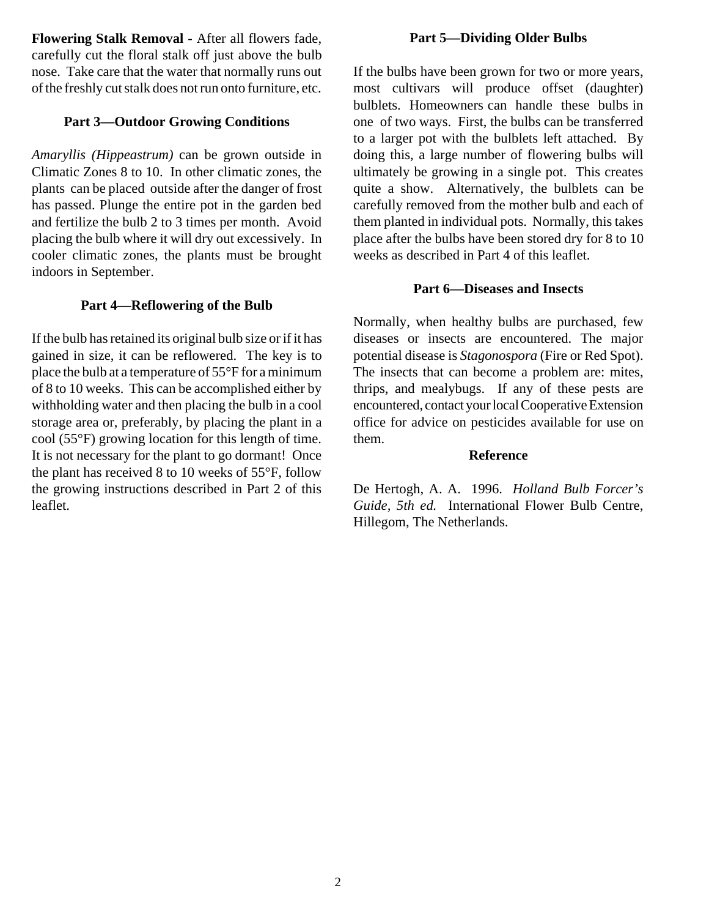**Flowering Stalk Removal** - After all flowers fade, carefully cut the floral stalk off just above the bulb nose. Take care that the water that normally runs out of the freshly cut stalk does not run onto furniture, etc.

## Part 3—Outdoor Growing Conditions

*Amaryllis (Hippeastrum)* can be grown outside in Climatic Zones 8 to 10. In other climatic zones, the plants can be placed outside after the danger of frost has passed. Plunge the entire pot in the garden bed and fertilize the bulb 2 to 3 times per month. Avoid placing the bulb where it will dry out excessively. In cooler climatic zones, the plants must be brought indoors in September.

## Part 4—Reflowering of the Bulb

If the bulb has retained its original bulb size or if it has gained in size, it can be reflowered. The key is to place the bulb at a temperature of 55°F for a minimum of 8 to 10 weeks. This can be accomplished either by withholding water and then placing the bulb in a cool storage area or, preferably, by placing the plant in a cool (55°F) growing location for this length of time. It is not necessary for the plant to go dormant! Once the plant has received 8 to 10 weeks of 55°F, follow the growing instructions described in Part 2 of this leaflet.

## Part 5—Dividing Older Bulbs

If the bulbs have been grown for two or more years, most cultivars will produce offset (daughter) bulblets. Homeowners can handle these bulbs in one of two ways. First, the bulbs can be transferred to a larger pot with the bulblets left attached. By doing this, a large number of flowering bulbs will ultimately be growing in a single pot. This creates quite a show. Alternatively, the bulblets can be carefully removed from the mother bulb and each of them planted in individual pots. Normally, this takes place after the bulbs have been stored dry for 8 to 10 weeks as described in Part 4 of this leaflet.

## Part 6—Diseases and Insects

Normally, when healthy bulbs are purchased, few diseases or insects are encountered. The major potential disease is *Stagonospora* (Fire or Red Spot). The insects that can become a problem are: mites, thrips, and mealybugs. If any of these pests are encountered, contact your local Cooperative Extension office for advice on pesticides available for use on them.

## Reference

De Hertogh, A. A. 1996. *Holland Bulb Forcer's Guide, 5th ed.* International Flower Bulb Centre, Hillegom, The Netherlands.